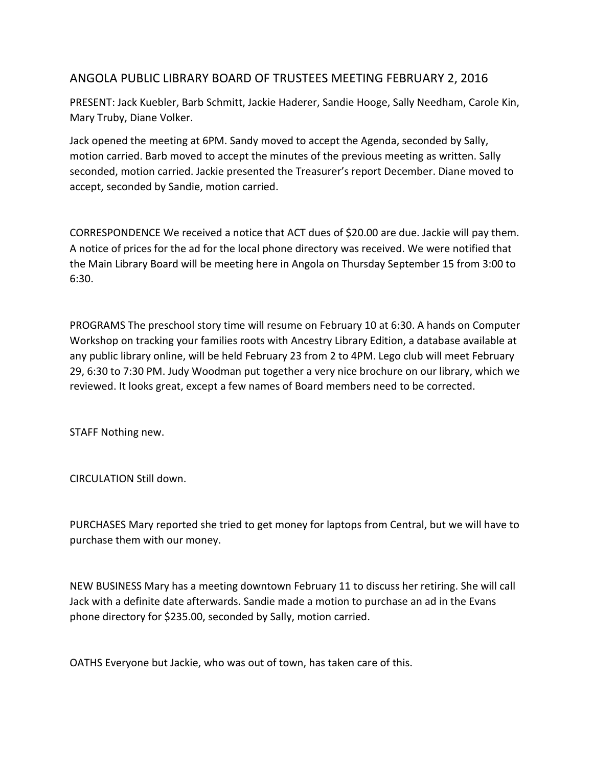# ANGOLA PUBLIC LIBRARY BOARD OF TRUSTEES MEETING FEBRUARY 2, 2016

PRESENT: Jack Kuebler, Barb Schmitt, Jackie Haderer, Sandie Hooge, Sally Needham, Carole Kin, Mary Truby, Diane Volker.

Jack opened the meeting at 6PM. Sandy moved to accept the Agenda, seconded by Sally, motion carried. Barb moved to accept the minutes of the previous meeting as written. Sally seconded, motion carried. Jackie presented the Treasurer's report December. Diane moved to accept, seconded by Sandie, motion carried.

CORRESPONDENCE We received a notice that ACT dues of $20.00 are due. Jackie will pay them. A notice of prices for the ad for the local phone directory was received. We were notified that the Main Library Board will be meeting here in Angola on Thursday September 15 from 3:00 to 6:30.

PROGRAMS The preschool story time will resume on February 10 at 6:30. A hands on Computer Workshop on tracking your families roots with Ancestry Library Edition, a database available at any public library online, will be held February 23 from 2 to 4PM. Lego club will meet February 29, 6:30 to 7:30 PM. Judy Woodman put together a very nice brochure on our library, which we reviewed. It looks great, except a few names of Board members need to be corrected.

STAFF Nothing new.

CIRCULATION Still down.

PURCHASES Mary reported she tried to get money for laptops from Central, but we will have to purchase them with our money.

NEW BUSINESS Mary has a meeting downtown February 11 to discuss her retiring. She will call Jack with a definite date afterwards. Sandie made a motion to purchase an ad in the Evans phone directory for $235.00, seconded by Sally, motion carried.

OATHS Everyone but Jackie, who was out of town, has taken care of this.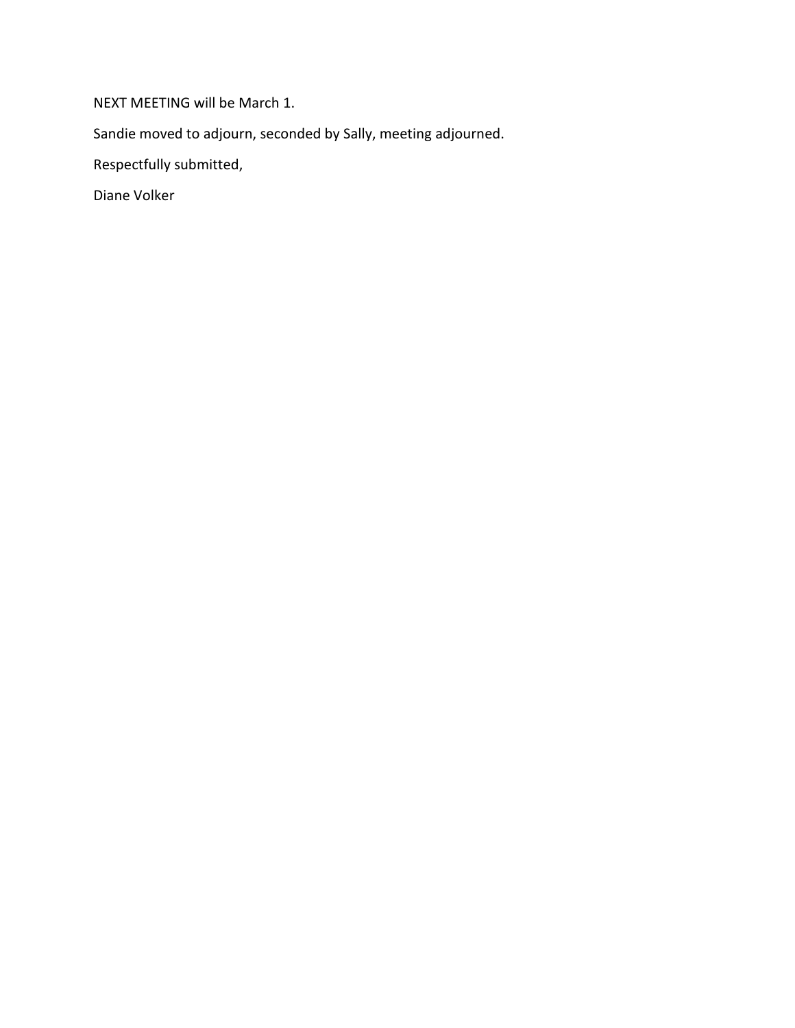NEXT MEETING will be March 1.

Sandie moved to adjourn, seconded by Sally, meeting adjourned.

Respectfully submitted,

Diane Volker